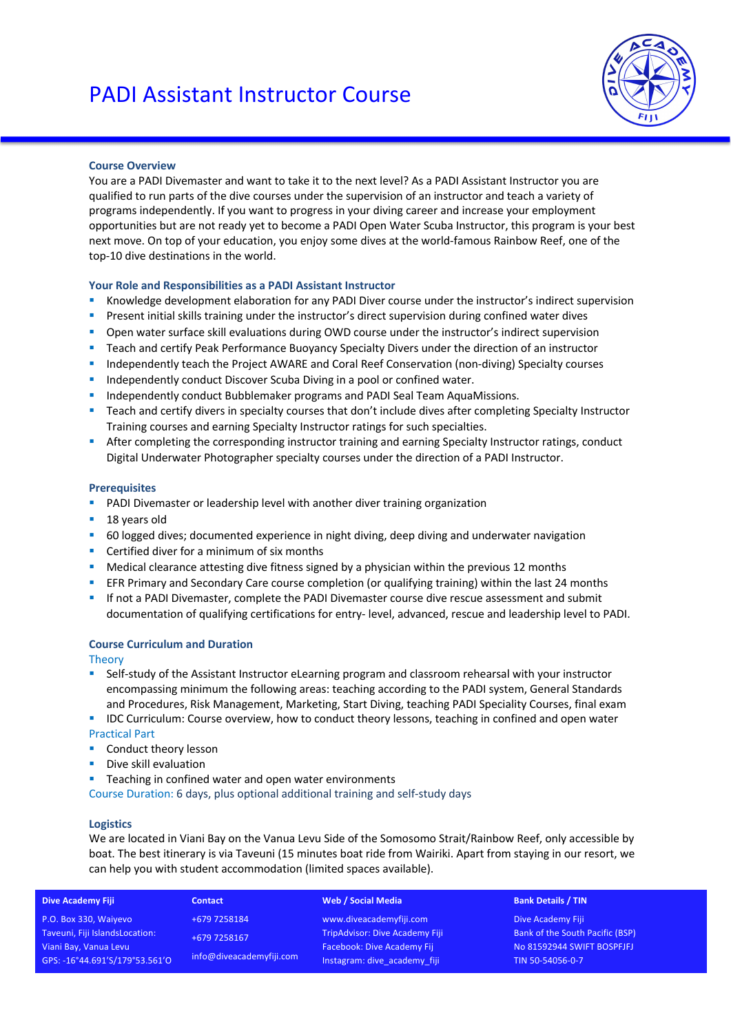# PADI Assistant Instructor Course

## Course Overview

You are a PADI Divemaster and want to take it to the next level? As a PADI Assistant Instructor you are qualified to run parts of the dive courses under the supervision of an instructor and teach a variety of programs independently. If you want to progress in your diving career and increase your employment opportunities but are not ready yet to become a PADI Open Water Scuba Instructor, this program is your best next move. On top of your education, you enjoy some dives at the world-famous Rainbow Reef, one of the top-10 dive destinations in the world.

## Your Role and Responsibilities as a PADI Assistant Instructor

- Knowledge development elaboration for any PADI Diver course under the instructor's indirect supervision
- Present initial skills training under the instructor's direct supervision during confined water dives
- Open water surface skill evaluations during OWD course under the instructor's indirect supervision
- Teach and certify Peak Performance Buoyancy Specialty Divers under the direction of an instructor
- Independently teach the Project AWARE and Coral Reef Conservation (non-diving) Specialty courses
- Independently conduct Discover Scuba Diving in a pool or confined water.
- Independently conduct Bubblemaker programs and PADI Seal Team AquaMissions.
- Teach and certify divers in specialty courses that don't include dives after completing Specialty Instructor Training courses and earning Specialty Instructor ratings for such specialties.
- After completing the corresponding instructor training and earning Specialty Instructor ratings, conduct Digital Underwater Photographer specialty courses under the direction of a PADI Instructor.

## Prerequisites

- PADI Divemaster or leadership level with another diver training organization
- 18 years old
- 60 logged dives; documented experience in night diving, deep diving and underwater navigation
- Certified diver for a minimum of six months
- Medical clearance attesting dive fitness signed by a physician within the previous 12 months
- EFR Primary and Secondary Care course completion (or qualifying training) within the last 24 months
- If not a PADI Divemaster, complete the PADI Divemaster course dive rescue assessment and submit documentation of qualifying certifications for entry- level, advanced, rescue and leadership level to PADI.

## Course Curriculum and Duration

### Theory

- Self-study of the Assistant Instructor eLearning program and classroom rehearsal with your instructor encompassing minimum the following areas: teaching according to the PADI system, General Standards and Procedures, Risk Management, Marketing, Start Diving, teaching PADI Speciality Courses, final exam
- IDC Curriculum: Course overview, how to conduct theory lessons, teaching in confined and open water

### Practical Part

- Conduct theory lesson
- Dive skill evaluation
- Teaching in confined water and open water environments

Course Duration: 6 days, plus optional additional training and self-study days

## Logistics

We are located in Viani Bay on the Vanua Levu Side of the Somosomo Strait/Rainbow Reef, only accessible by boat. The best itinerary is via Taveuni (15 minutes boat ride from Wairiki. Apart from staying in our resort, we can help you with student accommodation (limited spaces available).

| Dive Academy Fiji | Contact | Web / Social Media | Bank Details / TIN |
|---|---|---|---|
| P.O. Box 330, Waiyevo Taveuni, Fiji IslandsLocation: Viani Bay, Vanua Levu GPS: -16°44.691'S/179°53.561'O | +679 7258184<br>+679 7258167<br>info@diveacademyfiji.com | www.diveacademyfiji.com<br>TripAdvisor: Dive Academy Fiji<br>Facebook: Dive Academy Fij<br>Instagram: dive_academy_fiji | Dive Academy Fiji<br>Bank of the South Pacific (BSP)<br>No 81592944 SWIFT BOSPFJFJ<br>TIN 50-54056-0-7 |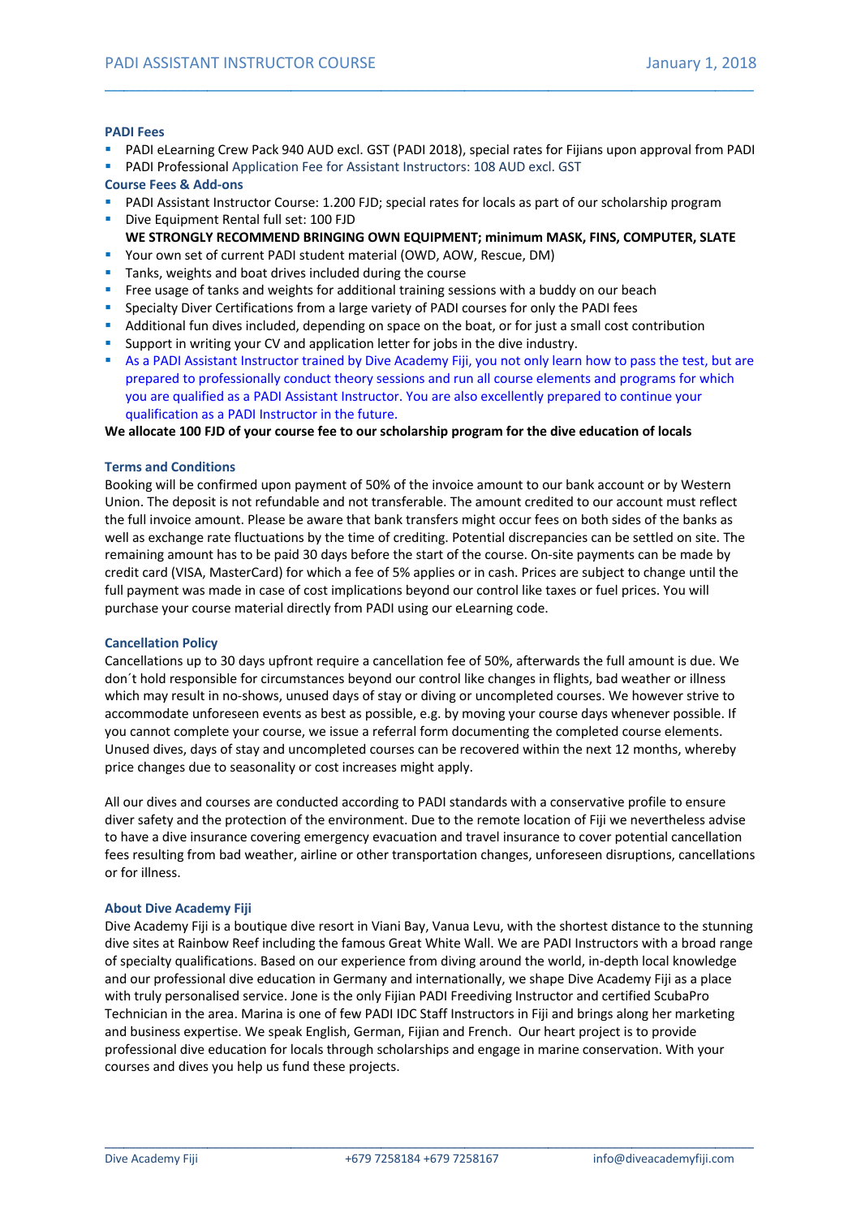### PADI Fees

- PADI eLearning Crew Pack 940 AUD excl. GST (PADI 2018), special rates for Fijians upon approval from PADI
- PADI Professional Application Fee for Assistant Instructors: 108 AUD excl. GST

### Course Fees & Add-ons

- PADI Assistant Instructor Course: 1.200 FJD; special rates for locals as part of our scholarship program
- Dive Equipment Rental full set: 100 FJD
  **WE STRONGLY RECOMMEND BRINGING OWN EQUIPMENT; minimum MASK, FINS, COMPUTER, SLATE**
- Your own set of current PADI student material (OWD, AOW, Rescue, DM)
- Tanks, weights and boat drives included during the course
- Free usage of tanks and weights for additional training sessions with a buddy on our beach
- Specialty Diver Certifications from a large variety of PADI courses for only the PADI fees
- Additional fun dives included, depending on space on the boat, or for just a small cost contribution
- Support in writing your CV and application letter for jobs in the dive industry.
- As a PADI Assistant Instructor trained by Dive Academy Fiji, you not only learn how to pass the test, but are prepared to professionally conduct theory sessions and run all course elements and programs for which you are qualified as a PADI Assistant Instructor. You are also excellently prepared to continue your qualification as a PADI Instructor in the future.

**We allocate 100 FJD of your course fee to our scholarship program for the dive education of locals**

### Terms and Conditions

Booking will be confirmed upon payment of 50% of the invoice amount to our bank account or by Western Union. The deposit is not refundable and not transferable. The amount credited to our account must reflect the full invoice amount. Please be aware that bank transfers might occur fees on both sides of the banks as well as exchange rate fluctuations by the time of crediting. Potential discrepancies can be settled on site. The remaining amount has to be paid 30 days before the start of the course. On-site payments can be made by credit card (VISA, MasterCard) for which a fee of 5% applies or in cash. Prices are subject to change until the full payment was made in case of cost implications beyond our control like taxes or fuel prices. You will purchase your course material directly from PADI using our eLearning code.

### Cancellation Policy

Cancellations up to 30 days upfront require a cancellation fee of 50%, afterwards the full amount is due. We don´t hold responsible for circumstances beyond our control like changes in flights, bad weather or illness which may result in no-shows, unused days of stay or diving or uncompleted courses. We however strive to accommodate unforeseen events as best as possible, e.g. by moving your course days whenever possible. If you cannot complete your course, we issue a referral form documenting the completed course elements. Unused dives, days of stay and uncompleted courses can be recovered within the next 12 months, whereby price changes due to seasonality or cost increases might apply.

All our dives and courses are conducted according to PADI standards with a conservative profile to ensure diver safety and the protection of the environment. Due to the remote location of Fiji we nevertheless advise to have a dive insurance covering emergency evacuation and travel insurance to cover potential cancellation fees resulting from bad weather, airline or other transportation changes, unforeseen disruptions, cancellations or for illness.

### About Dive Academy Fiji

Dive Academy Fiji is a boutique dive resort in Viani Bay, Vanua Levu, with the shortest distance to the stunning dive sites at Rainbow Reef including the famous Great White Wall. We are PADI Instructors with a broad range of specialty qualifications. Based on our experience from diving around the world, in-depth local knowledge and our professional dive education in Germany and internationally, we shape Dive Academy Fiji as a place with truly personalised service. Jone is the only Fijian PADI Freediving Instructor and certified ScubaPro Technician in the area. Marina is one of few PADI IDC Staff Instructors in Fiji and brings along her marketing and business expertise. We speak English, German, Fijian and French. Our heart project is to provide professional dive education for locals through scholarships and engage in marine conservation. With your courses and dives you help us fund these projects.